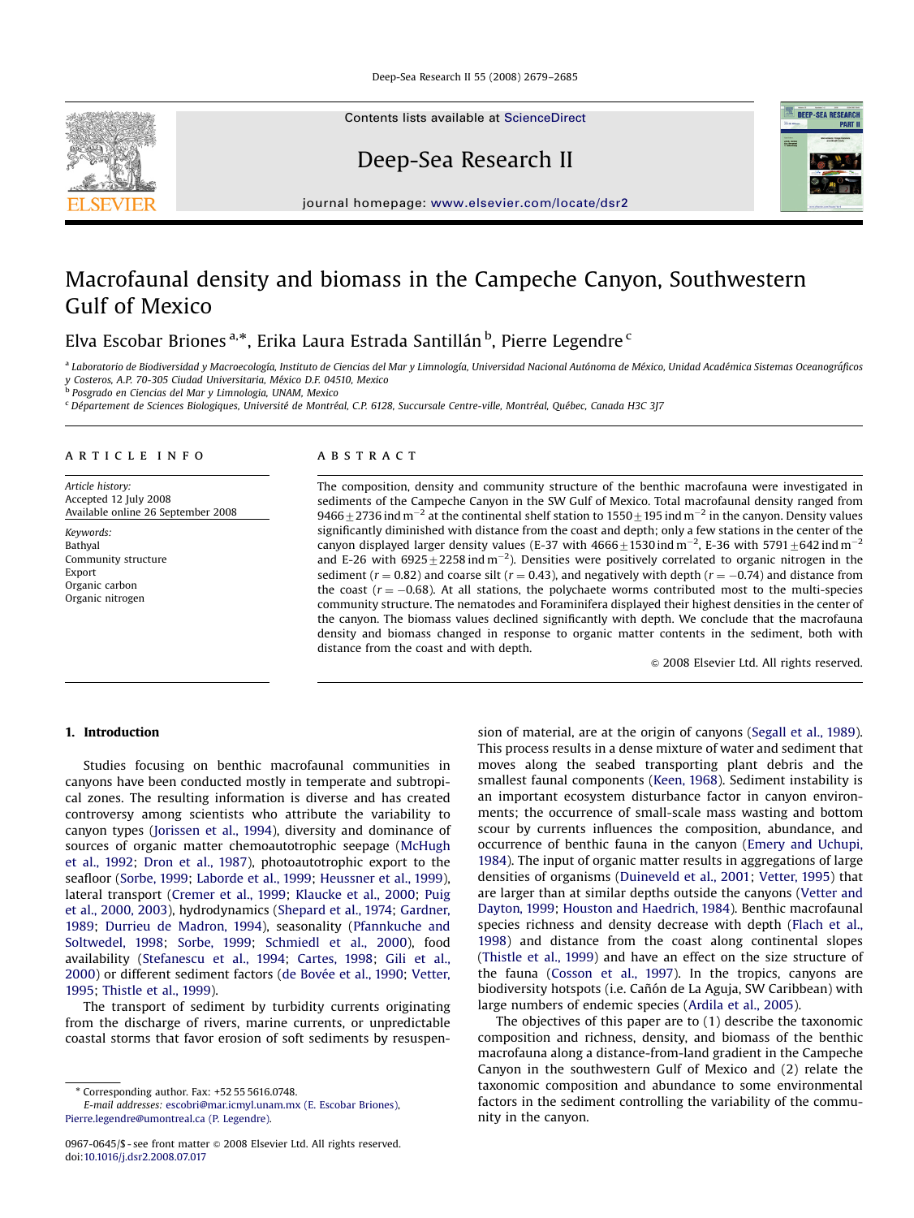# Macrofaunal density and biomass in the Campeche Canyon, Southwestern Gulf of Mexico

Elva Escobar Briones [a,*], Erika Laura Estrada Santillán [b], Pierre Legendre [c]

[a] Laboratorio de Biodiversidad y Macroecología, Instituto de Ciencias del Mar y Limnología, Universidad Nacional Autónoma de México, Unidad Académica Sistemas Oceanográficos y Costeros, A.P. 70-305 Ciudad Universitaria, México D.F. 04510, Mexico

[b] Posgrado en Ciencias del Mar y Limnologia, UNAM, Mexico

[c] Département de Sciences Biologiques, Université de Montréal, C.P. 6128, Succursale Centre-ville, Montréal, Québec, Canada H3C 3J7

## ARTICLE INFO

*Article history:*
Accepted 12 July 2008
Available online 26 September 2008

*Keywords:*
Bathyal
Community structure
Export
Organic carbon
Organic nitrogen

## ABSTRACT

The composition, density and community structure of the benthic macrofauna were investigated in sediments of the Campeche Canyon in the SW Gulf of Mexico. Total macrofaunal density ranged from $9466 \pm 2736$ ind m$^{-2}$ at the continental shelf station to $1550 \pm 195$ ind m$^{-2}$ in the canyon. Density values significantly diminished with distance from the coast and depth; only a few stations in the center of the canyon displayed larger density values (E-37 with $4666 \pm 1530$ ind m$^{-2}$, E-36 with $5791 \pm 642$ ind m$^{-2}$ and E-26 with $6925 \pm 2258$ ind m$^{-2}$). Densities were positively correlated to organic nitrogen in the sediment ($r = 0.82$) and coarse silt ($r = 0.43$), and negatively with depth ($r = -0.74$) and distance from the coast ($r = -0.68$). At all stations, the polychaete worms contributed most to the multi-species community structure. The nematodes and Foraminifera displayed their highest densities in the center of the canyon. The biomass values declined significantly with depth. We conclude that the macrofauna density and biomass changed in response to organic matter contents in the sediment, both with distance from the coast and with depth.

© 2008 Elsevier Ltd. All rights reserved.

## 1. Introduction

Studies focusing on benthic macrofaunal communities in canyons have been conducted mostly in temperate and subtropical zones. The resulting information is diverse and has created controversy among scientists who attribute the variability to canyon types (Jorissen et al., 1994), diversity and dominance of sources of organic matter chemoautotrophic seepage (McHugh et al., 1992; Dron et al., 1987), photoautotrophic export to the seafloor (Sorbe, 1999; Laborde et al., 1999; Heussner et al., 1999), lateral transport (Cremer et al., 1999; Klaucke et al., 2000; Puig et al., 2000, 2003), hydrodynamics (Shepard et al., 1974; Gardner, 1989; Durrieu de Madron, 1994), seasonality (Pfannkuche and Soltwedel, 1998; Sorbe, 1999; Schmiedl et al., 2000), food availability (Stefanescu et al., 1994; Cartes, 1998; Gili et al., 2000) or different sediment factors (de Bovée et al., 1990; Vetter, 1995; Thistle et al., 1999).

The transport of sediment by turbidity currents originating from the discharge of rivers, marine currents, or unpredictable coastal storms that favor erosion of soft sediments by resuspension of material, are at the origin of canyons (Segall et al., 1989). This process results in a dense mixture of water and sediment that moves along the seabed transporting plant debris and the smallest faunal components (Keen, 1968). Sediment instability is an important ecosystem disturbance factor in canyon environments; the occurrence of small-scale mass wasting and bottom scour by currents influences the composition, abundance, and occurrence of benthic fauna in the canyon (Emery and Uchupi, 1984). The input of organic matter results in aggregations of large densities of organisms (Duineveld et al., 2001; Vetter, 1995) that are larger than at similar depths outside the canyons (Vetter and Dayton, 1999; Houston and Haedrich, 1984). Benthic macrofaunal species richness and density decrease with depth (Flach et al., 1998) and distance from the coast along continental slopes (Thistle et al., 1999) and have an effect on the size structure of the fauna (Cosson et al., 1997). In the tropics, canyons are biodiversity hotspots (i.e. Cañón de La Aguja, SW Caribbean) with large numbers of endemic species (Ardila et al., 2005).

The objectives of this paper are to (1) describe the taxonomic composition and richness, density, and biomass of the benthic macrofauna along a distance-from-land gradient in the Campeche Canyon in the southwestern Gulf of Mexico and (2) relate the taxonomic composition and abundance to some environmental factors in the sediment controlling the variability of the community in the canyon.

\* Corresponding author. Fax: +52 55 5616.0748.
*E-mail addresses:* escobri@mar.icmyl.unam.mx (E. Escobar Briones), Pierre.legendre@umontreal.ca (P. Legendre).

0967-0645/$ - see front matter © 2008 Elsevier Ltd. All rights reserved.
doi:10.1016/j.dsr2.2008.07.017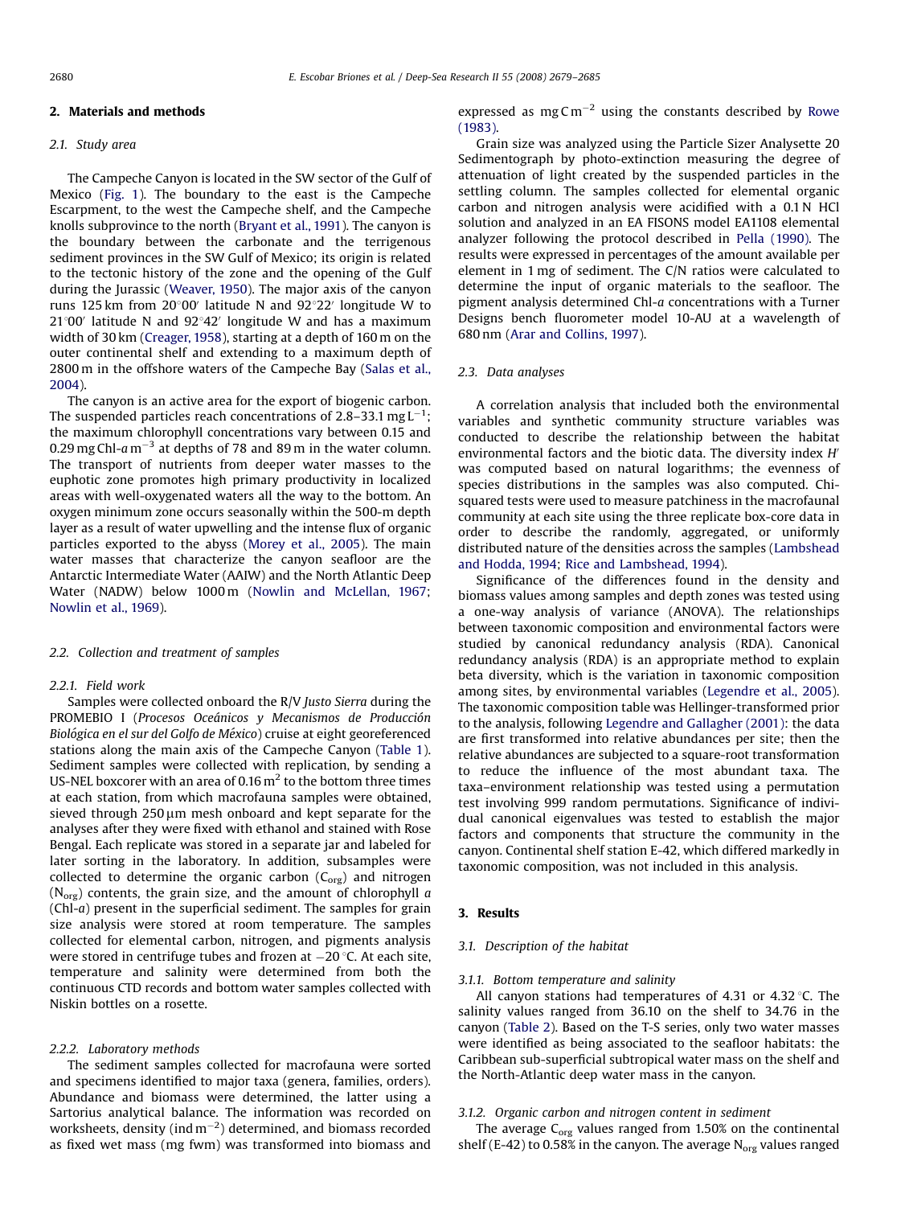## 2. Materials and methods

### 2.1. Study area

The Campeche Canyon is located in the SW sector of the Gulf of Mexico (Fig. 1). The boundary to the east is the Campeche Escarpment, to the west the Campeche shelf, and the Campeche knolls subprovince to the north (Bryant et al., 1991). The canyon is the boundary between the carbonate and the terrigenous sediment provinces in the SW Gulf of Mexico; its origin is related to the tectonic history of the zone and the opening of the Gulf during the Jurassic (Weaver, 1950). The major axis of the canyon runs 125 km from 20°00′ latitude N and 92°22′ longitude W to 21°00′ latitude N and 92°42′ longitude W and has a maximum width of 30 km (Creager, 1958), starting at a depth of 160 m on the outer continental shelf and extending to a maximum depth of 2800 m in the offshore waters of the Campeche Bay (Salas et al., 2004).

The canyon is an active area for the export of biogenic carbon. The suspended particles reach concentrations of 2.8–33.1 mg $L^{-1}$; the maximum chlorophyll concentrations vary between 0.15 and 0.29 mg Chl-*a* $m^{-3}$ at depths of 78 and 89 m in the water column. The transport of nutrients from deeper water masses to the euphotic zone promotes high primary productivity in localized areas with well-oxygenated waters all the way to the bottom. An oxygen minimum zone occurs seasonally within the 500-m depth layer as a result of water upwelling and the intense flux of organic particles exported to the abyss (Morey et al., 2005). The main water masses that characterize the canyon seafloor are the Antarctic Intermediate Water (AAIW) and the North Atlantic Deep Water (NADW) below 1000 m (Nowlin and McLellan, 1967; Nowlin et al., 1969).

### 2.2. Collection and treatment of samples

#### 2.2.1. Field work

Samples were collected onboard the R/V *Justo Sierra* during the PROMEBIO I (*Procesos Oceánicos y Mecanismos de Producción Biológica en el sur del Golfo de México*) cruise at eight georeferenced stations along the main axis of the Campeche Canyon (Table 1). Sediment samples were collected with replication, by sending a US-NEL boxcorer with an area of 0.16 $m^2$ to the bottom three times at each station, from which macrofauna samples were obtained, sieved through 250 μm mesh onboard and kept separate for the analyses after they were fixed with ethanol and stained with Rose Bengal. Each replicate was stored in a separate jar and labeled for later sorting in the laboratory. In addition, subsamples were collected to determine the organic carbon ($C_{org}$) and nitrogen ($N_{org}$) contents, the grain size, and the amount of chlorophyll *a* (Chl-*a*) present in the superficial sediment. The samples for grain size analysis were stored at room temperature. The samples collected for elemental carbon, nitrogen, and pigments analysis were stored in centrifuge tubes and frozen at −20 °C. At each site, temperature and salinity were determined from both the continuous CTD records and bottom water samples collected with Niskin bottles on a rosette.

#### 2.2.2. Laboratory methods

The sediment samples collected for macrofauna were sorted and specimens identified to major taxa (genera, families, orders). Abundance and biomass were determined, the latter using a Sartorius analytical balance. The information was recorded on worksheets, density (ind $m^{-2}$) determined, and biomass recorded as fixed wet mass (mg fwm) was transformed into biomass and expressed as mg C $m^{-2}$ using the constants described by Rowe (1983).

Grain size was analyzed using the Particle Sizer Analysette 20 Sedimentograph by photo-extinction measuring the degree of attenuation of light created by the suspended particles in the settling column. The samples collected for elemental organic carbon and nitrogen analysis were acidified with a 0.1 N HCl solution and analyzed in an EA FISONS model EA1108 elemental analyzer following the protocol described in Pella (1990). The results were expressed in percentages of the amount available per element in 1 mg of sediment. The C/N ratios were calculated to determine the input of organic materials to the seafloor. The pigment analysis determined Chl-*a* concentrations with a Turner Designs bench fluorometer model 10-AU at a wavelength of 680 nm (Arar and Collins, 1997).

### 2.3. Data analyses

A correlation analysis that included both the environmental variables and synthetic community structure variables was conducted to describe the relationship between the habitat environmental factors and the biotic data. The diversity index $H'$ was computed based on natural logarithms; the evenness of species distributions in the samples was also computed. Chi-squared tests were used to measure patchiness in the macrofaunal community at each site using the three replicate box-core data in order to describe the randomly, aggregated, or uniformly distributed nature of the densities across the samples (Lambshead and Hodda, 1994; Rice and Lambshead, 1994).

Significance of the differences found in the density and biomass values among samples and depth zones was tested using a one-way analysis of variance (ANOVA). The relationships between taxonomic composition and environmental factors were studied by canonical redundancy analysis (RDA). Canonical redundancy analysis (RDA) is an appropriate method to explain beta diversity, which is the variation in taxonomic composition among sites, by environmental variables (Legendre et al., 2005). The taxonomic composition table was Hellinger-transformed prior to the analysis, following Legendre and Gallagher (2001): the data are first transformed into relative abundances per site; then the relative abundances are subjected to a square-root transformation to reduce the influence of the most abundant taxa. The taxa–environment relationship was tested using a permutation test involving 999 random permutations. Significance of individual canonical eigenvalues was tested to establish the major factors and components that structure the community in the canyon. Continental shelf station E-42, which differed markedly in taxonomic composition, was not included in this analysis.

## 3. Results

### 3.1. Description of the habitat

#### 3.1.1. Bottom temperature and salinity

All canyon stations had temperatures of 4.31 or 4.32 °C. The salinity values ranged from 36.10 on the shelf to 34.76 in the canyon (Table 2). Based on the T-S series, only two water masses were identified as being associated to the seafloor habitats: the Caribbean sub-superficial subtropical water mass on the shelf and the North-Atlantic deep water mass in the canyon.

#### 3.1.2. Organic carbon and nitrogen content in sediment

The average $C_{org}$ values ranged from 1.50% on the continental shelf (E-42) to 0.58% in the canyon. The average $N_{org}$ values ranged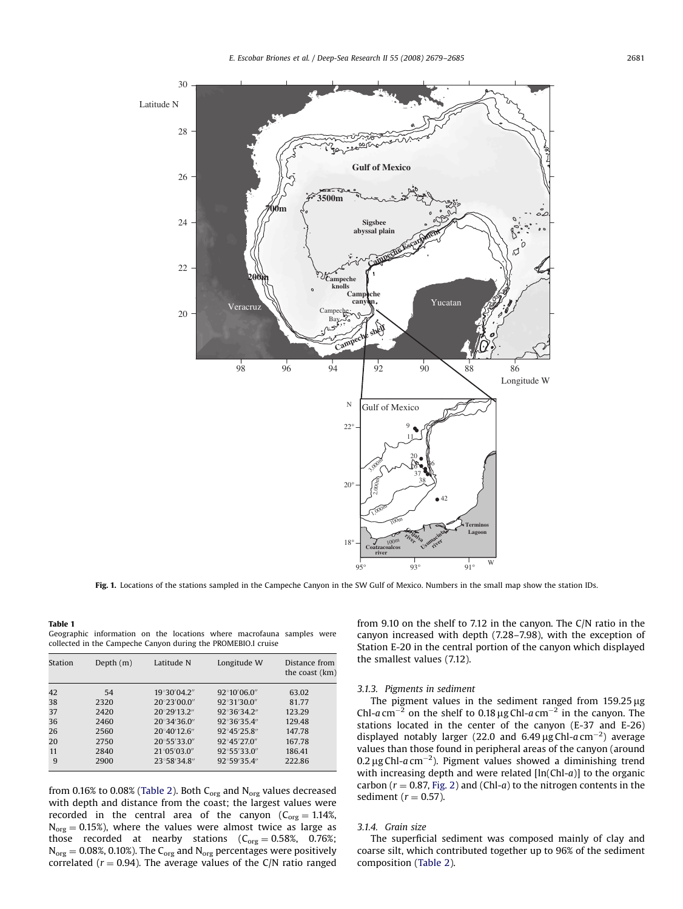Fig. 1. Locations of the stations sampled in the Campeche Canyon in the SW Gulf of Mexico. Numbers in the small map show the station IDs.

**Table 1**
Geographic information on the locations where macrofauna samples were collected in the Campeche Canyon during the PROMEBIO.I cruise

| Station | Depth (m) | Latitude N | Longitude W | Distance from the coast (km) |
|---|---|---|---|---|
| 42 | 54 | 19°30′04.2″ | 92°10′06.0″ | 63.02 |
| 38 | 2320 | 20°23′00.0″ | 92°31′30.0″ | 81.77 |
| 37 | 2420 | 20°29′13.2″ | 92°36′34.2″ | 123.29 |
| 36 | 2460 | 20°34′36.0″ | 92°36′35.4″ | 129.48 |
| 26 | 2560 | 20°40′12.6″ | 92°45′25.8″ | 147.78 |
| 20 | 2750 | 20°55′33.0″ | 92°45′27.0″ | 167.78 |
| 11 | 2840 | 21°05′03.0″ | 92°55′33.0″ | 186.41 |
| 9 | 2900 | 23°58′34.8″ | 92°59′35.4″ | 222.86 |

from 0.16% to 0.08% (Table 2). Both $C_{org}$ and $N_{org}$ values decreased with depth and distance from the coast; the largest values were recorded in the central area of the canyon ($C_{org} = 1.14\%$, $N_{org} = 0.15\%$), where the values were almost twice as large as those recorded at nearby stations ($C_{org} = 0.58\%$, $0.76\%$; $N_{org} = 0.08\%$, $0.10\%$). The $C_{org}$ and $N_{org}$ percentages were positively correlated ($r = 0.94$). The average values of the C/N ratio ranged from 9.10 on the shelf to 7.12 in the canyon. The C/N ratio in the canyon increased with depth (7.28–7.98), with the exception of Station E-20 in the central portion of the canyon which displayed the smallest values (7.12).

### 3.1.3. Pigments in sediment

The pigment values in the sediment ranged from 159.25 μg Chl-*a* $cm^{-2}$ on the shelf to 0.18 μg Chl-*a* $cm^{-2}$ in the canyon. The stations located in the center of the canyon (E-37 and E-26) displayed notably larger (22.0 and 6.49 μg Chl-*a* $cm^{-2}$) average values than those found in peripheral areas of the canyon (around 0.2 μg Chl-*a* $cm^{-2}$). Pigment values showed a diminishing trend with increasing depth and were related [ln(Chl-*a*)] to the organic carbon ($r = 0.87$, Fig. 2) and (Chl-*a*) to the nitrogen contents in the sediment ($r = 0.57$).

### 3.1.4. Grain size

The superficial sediment was composed mainly of clay and coarse silt, which contributed together up to 96% of the sediment composition (Table 2).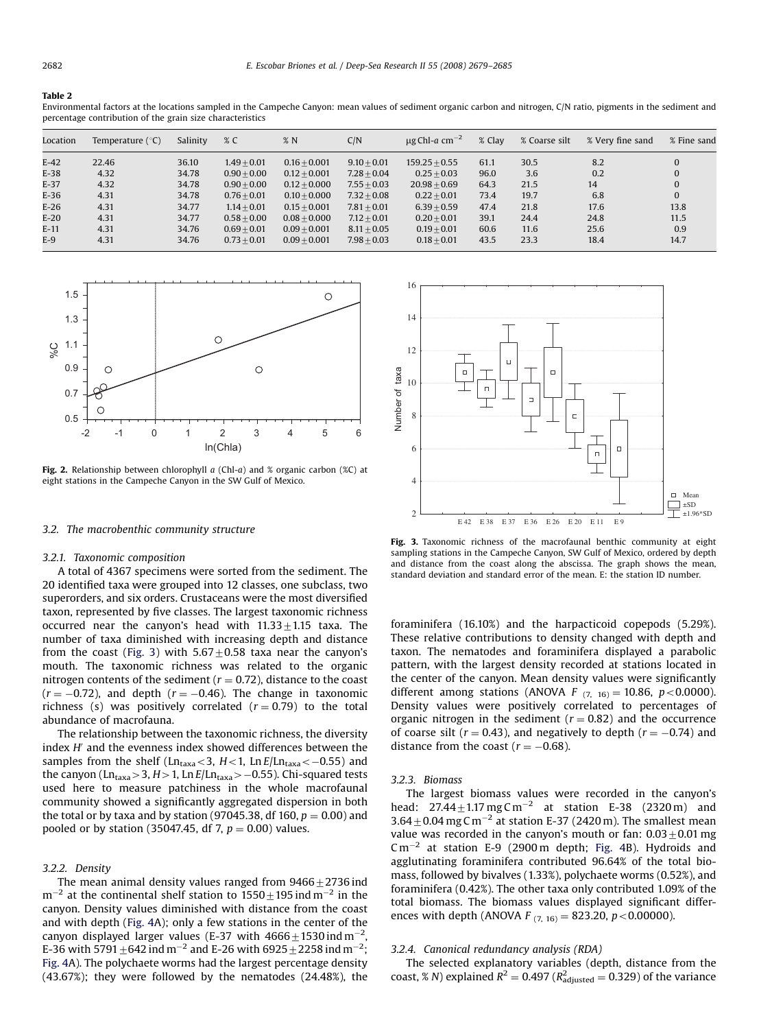**Table 2**

Environmental factors at the locations sampled in the Campeche Canyon: mean values of sediment organic carbon and nitrogen, C/N ratio, pigments in the sediment and percentage contribution of the grain size characteristics

| Location | Temperature (°C) | Salinity | % C | % N | C/N | μg Chl-*a* cm$^{-2}$ | % Clay | % Coarse silt | % Very fine sand | % Fine sand |
|---|---|---|---|---|---|---|---|---|---|---|
| E-42 | 22.46 | 36.10 | 1.49 ± 0.01 | 0.16 ± 0.001 | 9.10 ± 0.01 | 159.25 ± 0.55 | 61.1 | 30.5 | 8.2 | 0 |
| E-38 | 4.32 | 34.78 | 0.90 ± 0.00 | 0.12 ± 0.001 | 7.28 ± 0.04 | 0.25 ± 0.03 | 96.0 | 3.6 | 0.2 | 0 |
| E-37 | 4.32 | 34.78 | 0.90 ± 0.00 | 0.12 ± 0.000 | 7.55 ± 0.03 | 20.98 ± 0.69 | 64.3 | 21.5 | 14 | 0 |
| E-36 | 4.31 | 34.78 | 0.76 ± 0.01 | 0.10 ± 0.000 | 7.32 ± 0.08 | 0.22 ± 0.01 | 73.4 | 19.7 | 6.8 | 0 |
| E-26 | 4.31 | 34.77 | 1.14 ± 0.01 | 0.15 ± 0.001 | 7.81 ± 0.01 | 6.39 ± 0.59 | 47.4 | 21.8 | 17.6 | 13.8 |
| E-20 | 4.31 | 34.77 | 0.58 ± 0.00 | 0.08 ± 0.000 | 7.12 ± 0.01 | 0.20 ± 0.01 | 39.1 | 24.4 | 24.8 | 11.5 |
| E-11 | 4.31 | 34.76 | 0.69 ± 0.01 | 0.09 ± 0.001 | 8.11 ± 0.05 | 0.19 ± 0.01 | 60.6 | 11.6 | 25.6 | 0.9 |
| E-9 | 4.31 | 34.76 | 0.73 ± 0.01 | 0.09 ± 0.001 | 7.98 ± 0.03 | 0.18 ± 0.01 | 43.5 | 23.3 | 18.4 | 14.7 |

**Fig. 2.** Relationship between chlorophyll *a* (Chl-*a*) and % organic carbon (%C) at eight stations in the Campeche Canyon in the SW Gulf of Mexico.

**Fig. 3.** Taxonomic richness of the macrofaunal benthic community at eight sampling stations in the Campeche Canyon, SW Gulf of Mexico, ordered by depth and distance from the coast along the abscissa. The graph shows the mean, standard deviation and standard error of the mean. E: the station ID number.

### 3.2. The macrobenthic community structure

#### 3.2.1. Taxonomic composition

A total of 4367 specimens were sorted from the sediment. The 20 identified taxa were grouped into 12 classes, one subclass, two superorders, and six orders. Crustaceans were the most diversified taxon, represented by five classes. The largest taxonomic richness occurred near the canyon's head with $11.33 \pm 1.15$ taxa. The number of taxa diminished with increasing depth and distance from the coast (Fig. 3) with $5.67 \pm 0.58$ taxa near the canyon's mouth. The taxonomic richness was related to the organic nitrogen contents of the sediment ($r = 0.72$), distance to the coast ($r = -0.72$), and depth ($r = -0.46$). The change in taxonomic richness (s) was positively correlated ($r = 0.79$) to the total abundance of macrofauna.

The relationship between the taxonomic richness, the diversity index $H'$ and the evenness index showed differences between the samples from the shelf ($\mathrm{Ln_{taxa}} < 3$, $H < 1$, $\mathrm{Ln}\,E/\mathrm{Ln_{taxa}} < -0.55$) and the canyon ($\mathrm{Ln_{taxa}} > 3$, $H > 1$, $\mathrm{Ln}\,E/\mathrm{Ln_{taxa}} > -0.55$). Chi-squared tests used here to measure patchiness in the whole macrofaunal community showed a significantly aggregated dispersion in both the total or by taxa and by station (97045.38, df 160, $p = 0.00$) and pooled or by station (35047.45, df 7, $p = 0.00$) values.

#### 3.2.2. Density

The mean animal density values ranged from $9466 \pm 2736$ ind m$^{-2}$ at the continental shelf station to $1550 \pm 195$ ind m$^{-2}$ in the canyon. Density values diminished with distance from the coast and with depth (Fig. 4A); only a few stations in the center of the canyon displayed larger values (E-37 with $4666 \pm 1530$ ind m$^{-2}$, E-36 with $5791 \pm 642$ ind m$^{-2}$ and E-26 with $6925 \pm 2258$ ind m$^{-2}$; Fig. 4A). The polychaete worms had the largest percentage density (43.67%); they were followed by the nematodes (24.48%), the foraminifera (16.10%) and the harpacticoid copepods (5.29%). These relative contributions to density changed with depth and taxon. The nematodes and foraminifera displayed a parabolic pattern, with the largest density recorded at stations located in the center of the canyon. Mean density values were significantly different among stations (ANOVA $F_{(7,\ 16)} = 10.86$, $p < 0.0000$). Density values were positively correlated to percentages of organic nitrogen in the sediment ($r = 0.82$) and the occurrence of coarse silt ($r = 0.43$), and negatively to depth ($r = -0.74$) and distance from the coast ($r = -0.68$).

#### 3.2.3. Biomass

The largest biomass values were recorded in the canyon's head: $27.44 \pm 1.17$ mg C m$^{-2}$ at station E-38 (2320 m) and $3.64 \pm 0.04$ mg C m$^{-2}$ at station E-37 (2420 m). The smallest mean value was recorded in the canyon's mouth or fan: $0.03 \pm 0.01$ mg C m$^{-2}$ at station E-9 (2900 m depth; Fig. 4B). Hydroids and agglutinating foraminifera contributed 96.64% of the total biomass, followed by bivalves (1.33%), polychaete worms (0.52%), and foraminifera (0.42%). The other taxa only contributed 1.09% of the total biomass. The biomass values displayed significant differences with depth (ANOVA $F_{(7,\ 16)} = 823.20$, $p < 0.00000$).

#### 3.2.4. Canonical redundancy analysis (RDA)

The selected explanatory variables (depth, distance from the coast, % *N*) explained $R^2 = 0.497$ ($R^2_{\mathrm{adjusted}} = 0.329$) of the variance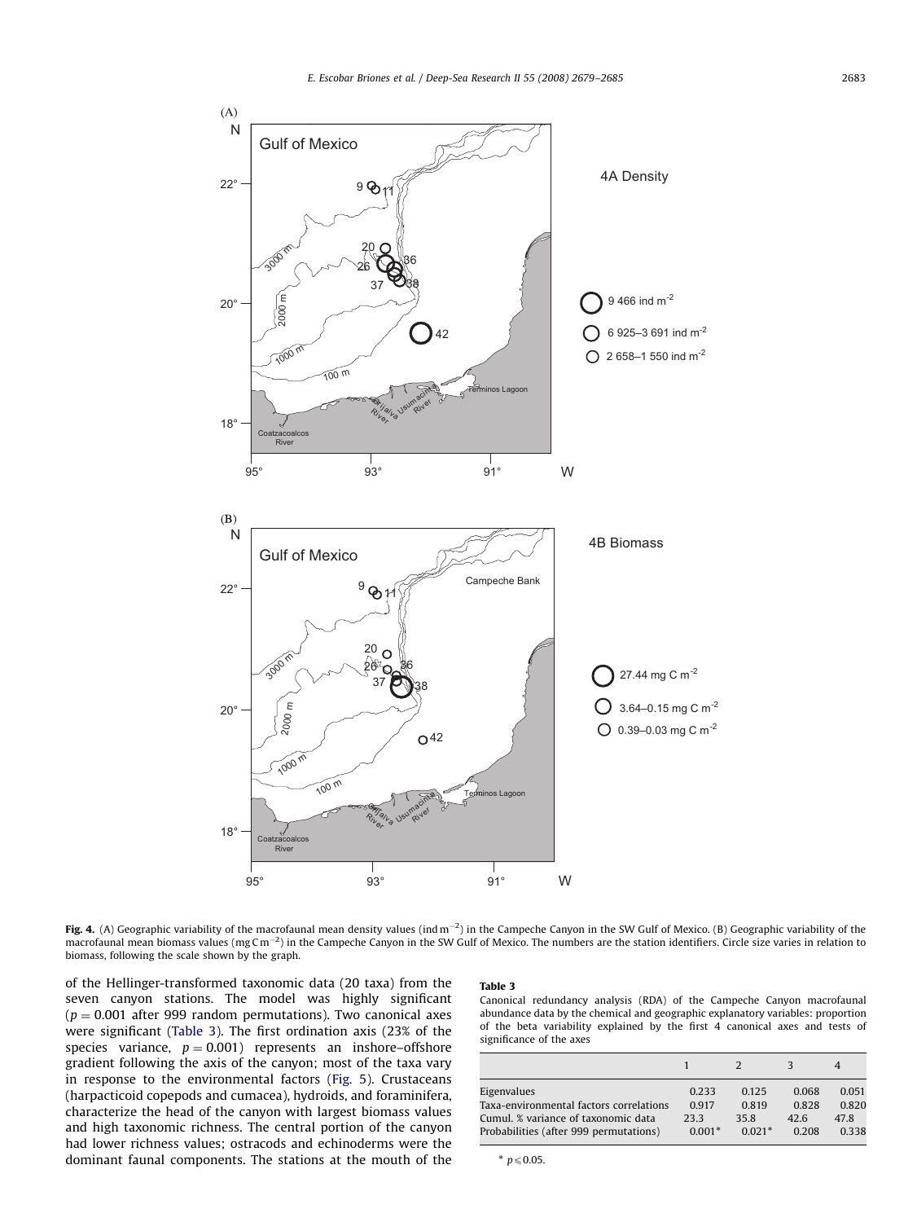**Fig. 4.** (A) Geographic variability of the macrofaunal mean density values (ind $m^{-2}$) in the Campeche Canyon in the SW Gulf of Mexico. (B) Geographic variability of the macrofaunal mean biomass values (mg C $m^{-2}$) in the Campeche Canyon in the SW Gulf of Mexico. The numbers are the station identifiers. Circle size varies in relation to biomass, following the scale shown by the graph.

of the Hellinger-transformed taxonomic data (20 taxa) from the seven canyon stations. The model was highly significant ($p = 0.001$ after 999 random permutations). Two canonical axes were significant (Table 3). The first ordination axis (23% of the species variance, $p = 0.001$) represents an inshore–offshore gradient following the axis of the canyon; most of the taxa vary in response to the environmental factors (Fig. 5). Crustaceans (harpacticoid copepods and cumacea), hydroids, and foraminifera, characterize the head of the canyon with largest biomass values and high taxonomic richness. The central portion of the canyon had lower richness values; ostracods and echinoderms were the dominant faunal components. The stations at the mouth of the

**Table 3**

Canonical redundancy analysis (RDA) of the Campeche Canyon macrofaunal abundance data by the chemical and geographic explanatory variables: proportion of the beta variability explained by the first 4 canonical axes and tests of significance of the axes

| | 1 | 2 | 3 | 4 |
|---|---|---|---|---|
| Eigenvalues | 0.233 | 0.125 | 0.068 | 0.051 |
| Taxa-environmental factors correlations | 0.917 | 0.819 | 0.828 | 0.820 |
| Cumul. % variance of taxonomic data | 23.3 | 35.8 | 42.6 | 47.8 |
| Probabilities (after 999 permutations) | 0.001* | 0.021* | 0.208 | 0.338 |

* $p \leq 0.05$.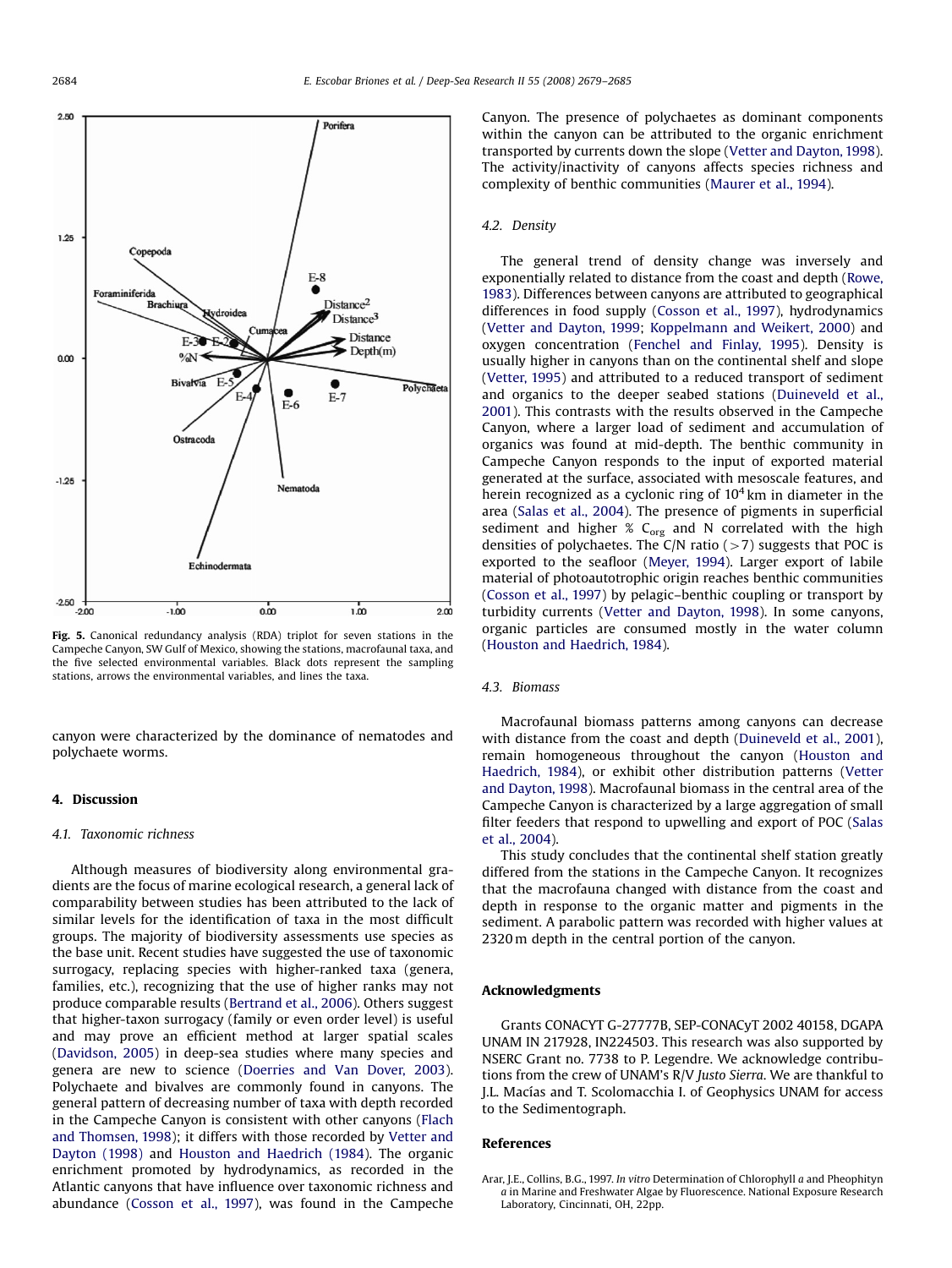**Fig. 5.** Canonical redundancy analysis (RDA) triplot for seven stations in the Campeche Canyon, SW Gulf of Mexico, showing the stations, macrofaunal taxa, and the five selected environmental variables. Black dots represent the sampling stations, arrows the environmental variables, and lines the taxa.

canyon were characterized by the dominance of nematodes and polychaete worms.

## 4. Discussion

### 4.1. Taxonomic richness

Although measures of biodiversity along environmental gradients are the focus of marine ecological research, a general lack of comparability between studies has been attributed to the lack of similar levels for the identification of taxa in the most difficult groups. The majority of biodiversity assessments use species as the base unit. Recent studies have suggested the use of taxonomic surrogacy, replacing species with higher-ranked taxa (genera, families, etc.), recognizing that the use of higher ranks may not produce comparable results (Bertrand et al., 2006). Others suggest that higher-taxon surrogacy (family or even order level) is useful and may prove an efficient method at larger spatial scales (Davidson, 2005) in deep-sea studies where many species and genera are new to science (Doerries and Van Dover, 2003). Polychaete and bivalves are commonly found in canyons. The general pattern of decreasing number of taxa with depth recorded in the Campeche Canyon is consistent with other canyons (Flach and Thomsen, 1998); it differs with those recorded by Vetter and Dayton (1998) and Houston and Haedrich (1984). The organic enrichment promoted by hydrodynamics, as recorded in the Atlantic canyons that have influence over taxonomic richness and abundance (Cosson et al., 1997), was found in the Campeche Canyon. The presence of polychaetes as dominant components within the canyon can be attributed to the organic enrichment transported by currents down the slope (Vetter and Dayton, 1998). The activity/inactivity of canyons affects species richness and complexity of benthic communities (Maurer et al., 1994).

### 4.2. Density

The general trend of density change was inversely and exponentially related to distance from the coast and depth (Rowe, 1983). Differences between canyons are attributed to geographical differences in food supply (Cosson et al., 1997), hydrodynamics (Vetter and Dayton, 1999; Koppelmann and Weikert, 2000) and oxygen concentration (Fenchel and Finlay, 1995). Density is usually higher in canyons than on the continental shelf and slope (Vetter, 1995) and attributed to a reduced transport of sediment and organics to the deeper seabed stations (Duineveld et al., 2001). This contrasts with the results observed in the Campeche Canyon, where a larger load of sediment and accumulation of organics was found at mid-depth. The benthic community in Campeche Canyon responds to the input of exported material generated at the surface, associated with mesoscale features, and herein recognized as a cyclonic ring of $10^4$ km in diameter in the area (Salas et al., 2004). The presence of pigments in superficial sediment and higher % $C_{org}$ and N correlated with the high densities of polychaetes. The C/N ratio ($>7$) suggests that POC is exported to the seafloor (Meyer, 1994). Larger export of labile material of photoautotrophic origin reaches benthic communities (Cosson et al., 1997) by pelagic–benthic coupling or transport by turbidity currents (Vetter and Dayton, 1998). In some canyons, organic particles are consumed mostly in the water column (Houston and Haedrich, 1984).

### 4.3. Biomass

Macrofaunal biomass patterns among canyons can decrease with distance from the coast and depth (Duineveld et al., 2001), remain homogeneous throughout the canyon (Houston and Haedrich, 1984), or exhibit other distribution patterns (Vetter and Dayton, 1998). Macrofaunal biomass in the central area of the Campeche Canyon is characterized by a large aggregation of small filter feeders that respond to upwelling and export of POC (Salas et al., 2004).

This study concludes that the continental shelf station greatly differed from the stations in the Campeche Canyon. It recognizes that the macrofauna changed with distance from the coast and depth in response to the organic matter and pigments in the sediment. A parabolic pattern was recorded with higher values at 2320 m depth in the central portion of the canyon.

## Acknowledgments

Grants CONACYT G-27777B, SEP-CONACyT 2002 40158, DGAPA UNAM IN 217928, IN224503. This research was also supported by NSERC Grant no. 7738 to P. Legendre. We acknowledge contributions from the crew of UNAM's R/V *Justo Sierra*. We are thankful to J.L. Macías and T. Scolomacchia I. of Geophysics UNAM for access to the Sedimentograph.

## References

Arar, J.E., Collins, B.G., 1997. *In vitro* Determination of Chlorophyll *a* and Pheophityn *a* in Marine and Freshwater Algae by Fluorescence. National Exposure Research Laboratory, Cincinnati, OH, 22pp.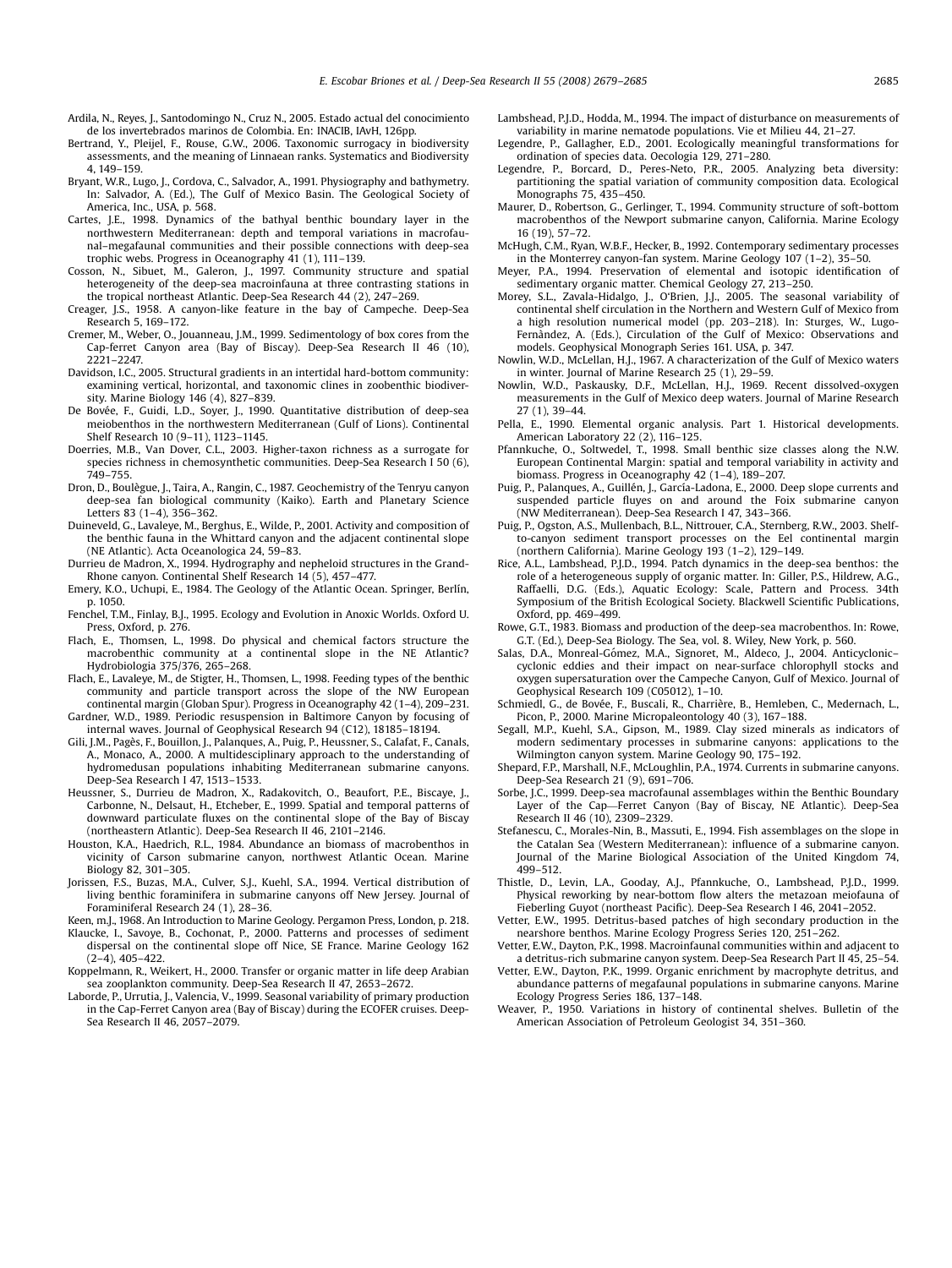Ardila, N., Reyes, J., Santodomingo N., Cruz N., 2005. Estado actual del conocimiento de los invertebrados marinos de Colombia. En: INACIB, IAvH, 126pp.

Bertrand, Y., Pleijel, F., Rouse, G.W., 2006. Taxonomic surrogacy in biodiversity assessments, and the meaning of Linnaean ranks. Systematics and Biodiversity 4, 149–159.

Bryant, W.R., Lugo, J., Cordova, C., Salvador, A., 1991. Physiography and bathymetry. In: Salvador, A. (Ed.), The Gulf of Mexico Basin. The Geological Society of America, Inc., USA, p. 568.

Cartes, J.E., 1998. Dynamics of the bathyal benthic boundary layer in the northwestern Mediterranean: depth and temporal variations in macrofaunal–megafaunal communities and their possible connections with deep-sea trophic webs. Progress in Oceanography 41 (1), 111–139.

Cosson, N., Sibuet, M., Galeron, J., 1997. Community structure and spatial heterogeneity of the deep-sea macroinfauna at three contrasting stations in the tropical northeast Atlantic. Deep-Sea Research 44 (2), 247–269.

Creager, J.S., 1958. A canyon-like feature in the bay of Campeche. Deep-Sea Research 5, 169–172.

Cremer, M., Weber, O., Jouanneau, J.M., 1999. Sedimentology of box cores from the Cap-ferret Canyon area (Bay of Biscay). Deep-Sea Research II 46 (10), 2221–2247.

Davidson, I.C., 2005. Structural gradients in an intertidal hard-bottom community: examining vertical, horizontal, and taxonomic clines in zoobenthic biodiversity. Marine Biology 146 (4), 827–839.

De Bovée, F., Guidi, L.D., Soyer, J., 1990. Quantitative distribution of deep-sea meiobenthos in the northwestern Mediterranean (Gulf of Lions). Continental Shelf Research 10 (9–11), 1123–1145.

Doerries, M.B., Van Dover, C.L., 2003. Higher-taxon richness as a surrogate for species richness in chemosynthetic communities. Deep-Sea Research I 50 (6), 749–755.

Dron, D., Boulègue, J., Taira, A., Rangin, C., 1987. Geochemistry of the Tenryu canyon deep-sea fan biological community (Kaiko). Earth and Planetary Science Letters 83 (1–4), 356–362.

Duineveld, G., Lavaleye, M., Berghus, E., Wilde, P., 2001. Activity and composition of the benthic fauna in the Whittard canyon and the adjacent continental slope (NE Atlantic). Acta Oceanologica 24, 59–83.

Durrieu de Madron, X., 1994. Hydrography and nepheloid structures in the Grand-Rhone canyon. Continental Shelf Research 14 (5), 457–477.

Emery, K.O., Uchupi, E., 1984. The Geology of the Atlantic Ocean. Springer, Berlín, p. 1050.

Fenchel, T.M., Finlay, B.J., 1995. Ecology and Evolution in Anoxic Worlds. Oxford U. Press, Oxford, p. 276.

Flach, E., Thomsen, L., 1998. Do physical and chemical factors structure the macrobenthic community at a continental slope in the NE Atlantic? Hydrobiologia 375/376, 265–268.

Flach, E., Lavaleye, M., de Stigter, H., Thomsen, L., 1998. Feeding types of the benthic community and particle transport across the slope of the NW European continental margin (Globan Spur). Progress in Oceanography 42 (1–4), 209–231.

Gardner, W.D., 1989. Periodic resuspension in Baltimore Canyon by focusing of internal waves. Journal of Geophysical Research 94 (C12), 18185–18194.

Gili, J.M., Pagès, F., Bouillon, J., Palanques, A., Puig, P., Heussner, S., Calafat, F., Canals, A., Monaco, A., 2000. A multidesciplinary approach to the understanding of hydromedusan populations inhabiting Mediterranean submarine canyons. Deep-Sea Research I 47, 1513–1533.

Heussner, S., Durrieu de Madron, X., Radakovitch, O., Beaufort, P.E., Biscaye, J., Carbonne, N., Delsaut, H., Etcheber, E., 1999. Spatial and temporal patterns of downward particulate fluxes on the continental slope of the Bay of Biscay (northeastern Atlantic). Deep-Sea Research II 46, 2101–2146.

Houston, K.A., Haedrich, R.L., 1984. Abundance an biomass of macrobenthos in vicinity of Carson submarine canyon, northwest Atlantic Ocean. Marine Biology 82, 301–305.

Jorissen, F.S., Buzas, M.A., Culver, S.J., Kuehl, S.A., 1994. Vertical distribution of living benthic foraminifera in submarine canyons off New Jersey. Journal of Foraminiferal Research 24 (1), 28–36.

Keen, m.J., 1968. An Introduction to Marine Geology. Pergamon Press, London, p. 218.

Klaucke, I., Savoye, B., Cochonat, P., 2000. Patterns and processes of sediment dispersal on the continental slope off Nice, SE France. Marine Geology 162 (2–4), 405–422.

Koppelmann, R., Weikert, H., 2000. Transfer or organic matter in life deep Arabian sea zooplankton community. Deep-Sea Research II 47, 2653–2672.

Laborde, P., Urrutia, J., Valencia, V., 1999. Seasonal variability of primary production in the Cap-Ferret Canyon area (Bay of Biscay) during the ECOFER cruises. Deep-Sea Research II 46, 2057–2079.

Lambshead, P.J.D., Hodda, M., 1994. The impact of disturbance on measurements of variability in marine nematode populations. Vie et Milieu 44, 21–27.

Legendre, P., Gallagher, E.D., 2001. Ecologically meaningful transformations for ordination of species data. Oecologia 129, 271–280.

Legendre, P., Borcard, D., Peres-Neto, P.R., 2005. Analyzing beta diversity: partitioning the spatial variation of community composition data. Ecological Monographs 75, 435–450.

Maurer, D., Robertson, G., Gerlinger, T., 1994. Community structure of soft-bottom macrobenthos of the Newport submarine canyon, California. Marine Ecology 16 (19), 57–72.

McHugh, C.M., Ryan, W.B.F., Hecker, B., 1992. Contemporary sedimentary processes in the Monterrey canyon-fan system. Marine Geology 107 (1–2), 35–50.

Meyer, P.A., 1994. Preservation of elemental and isotopic identification of sedimentary organic matter. Chemical Geology 27, 213–250.

Morey, S.L., Zavala-Hidalgo, J., O'Brien, J.J., 2005. The seasonal variability of continental shelf circulation in the Northern and Western Gulf of Mexico from a high resolution numerical model (pp. 203–218). In: Sturges, W., Lugo-Fernàndez, A. (Eds.), Circulation of the Gulf of Mexico: Observations and models. Geophysical Monograph Series 161. USA, p. 347.

Nowlin, W.D., McLellan, H.J., 1967. A characterization of the Gulf of Mexico waters in winter. Journal of Marine Research 25 (1), 29–59.

Nowlin, W.D., Paskausky, D.F., McLellan, H.J., 1969. Recent dissolved-oxygen measurements in the Gulf of Mexico deep waters. Journal of Marine Research 27 (1), 39–44.

Pella, E., 1990. Elemental organic analysis. Part 1. Historical developments. American Laboratory 22 (2), 116–125.

Pfannkuche, O., Soltwedel, T., 1998. Small benthic size classes along the N.W. European Continental Margin: spatial and temporal variability in activity and biomass. Progress in Oceanography 42 (1–4), 189–207.

Puig, P., Palanques, A., Guillén, J., García-Ladona, E., 2000. Deep slope currents and suspended particle fluyes on and around the Foix submarine canyon (NW Mediterranean). Deep-Sea Research I 47, 343–366.

Puig, P., Ogston, A.S., Mullenbach, B.L., Nittrouer, C.A., Sternberg, R.W., 2003. Shelf-to-canyon sediment transport processes on the Eel continental margin (northern California). Marine Geology 193 (1–2), 129–149.

Rice, A.L., Lambshead, P.J.D., 1994. Patch dynamics in the deep-sea benthos: the role of a heterogeneous supply of organic matter. In: Giller, P.S., Hildrew, A.G., Raffaelli, D.G. (Eds.), Aquatic Ecology: Scale, Pattern and Process. 34th Symposium of the British Ecological Society. Blackwell Scientific Publications, Oxford, pp. 469–499.

Rowe, G.T., 1983. Biomass and production of the deep-sea macrobenthos. In: Rowe, G.T. (Ed.), Deep-Sea Biology. The Sea, vol. 8. Wiley, New York, p. 560.

Salas, D.A., Monreal-Gómez, M.A., Signoret, M., Aldeco, J., 2004. Anticyclonic–cyclonic eddies and their impact on near-surface chlorophyll stocks and oxygen supersaturation over the Campeche Canyon, Gulf of Mexico. Journal of Geophysical Research 109 (C05012), 1–10.

Schmiedl, G., de Bovée, F., Buscali, R., Charrière, B., Hemleben, C., Medernach, L., Picon, P., 2000. Marine Micropaleontology 40 (3), 167–188.

Segall, M.P., Kuehl, S.A., Gipson, M., 1989. Clay sized minerals as indicators of modern sedimentary processes in submarine canyons: applications to the Wilmington canyon system. Marine Geology 90, 175–192.

Shepard, F.P., Marshall, N.F., McLoughlin, P.A., 1974. Currents in submarine canyons. Deep-Sea Research 21 (9), 691–706.

Sorbe, J.C., 1999. Deep-sea macrofaunal assemblages within the Benthic Boundary Layer of the Cap—Ferret Canyon (Bay of Biscay, NE Atlantic). Deep-Sea Research II 46 (10), 2309–2329.

Stefanescu, C., Morales-Nin, B., Massuti, E., 1994. Fish assemblages on the slope in the Catalan Sea (Western Mediterranean): influence of a submarine canyon. Journal of the Marine Biological Association of the United Kingdom 74, 499–512.

Thistle, D., Levin, L.A., Gooday, A.J., Pfannkuche, O., Lambshead, P.J.D., 1999. Physical reworking by near-bottom flow alters the metazoan meiofauna of Fieberling Guyot (northeast Pacific). Deep-Sea Research I 46, 2041–2052.

Vetter, E.W., 1995. Detritus-based patches of high secondary production in the nearshore benthos. Marine Ecology Progress Series 120, 251–262.

Vetter, E.W., Dayton, P.K., 1998. Macroinfaunal communities within and adjacent to a detritus-rich submarine canyon system. Deep-Sea Research Part II 45, 25–54.

Vetter, E.W., Dayton, P.K., 1999. Organic enrichment by macrophyte detritus, and abundance patterns of megafaunal populations in submarine canyons. Marine Ecology Progress Series 186, 137–148.

Weaver, P., 1950. Variations in history of continental shelves. Bulletin of the American Association of Petroleum Geologist 34, 351–360.